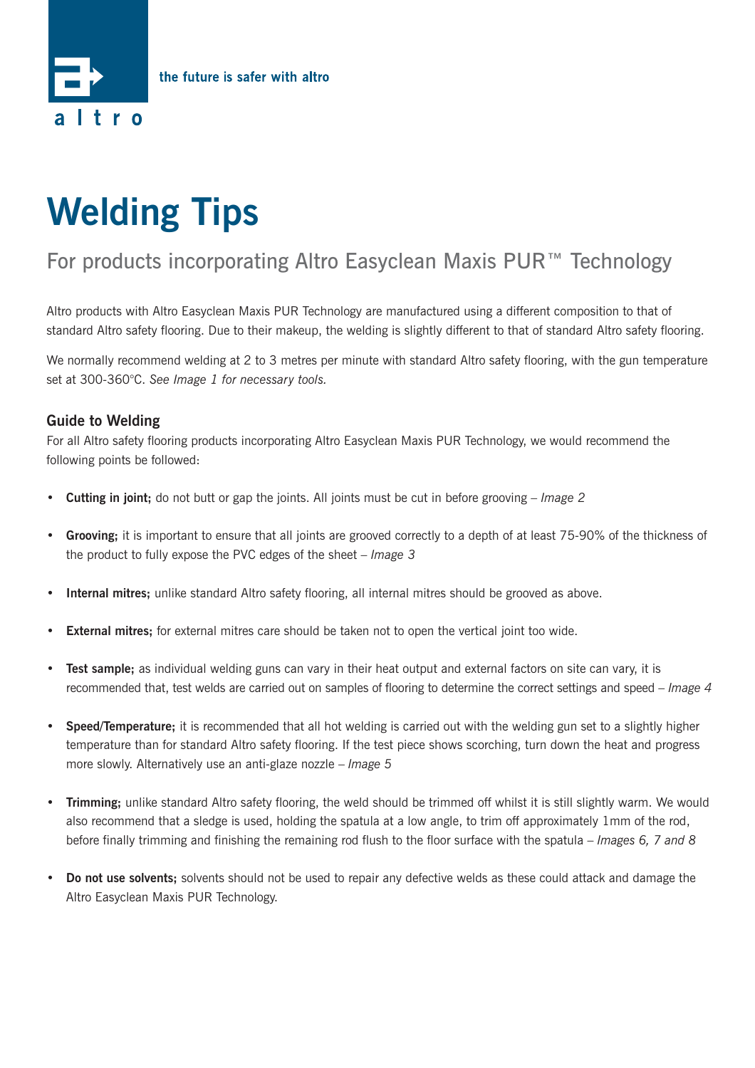altro

the future is safer with altro

# Welding Tips

## For products incorporating Altro Easyclean Maxis PUR™ Technology

Altro products with Altro Easyclean Maxis PUR Technology are manufactured using a different composition to that of standard Altro safety flooring. Due to their makeup, the welding is slightly different to that of standard Altro safety flooring.

We normally recommend welding at 2 to 3 metres per minute with standard Altro safety flooring, with the gun temperature set at 300-360°C. *See Image 1 for necessary tools.*

### Guide to Welding

For all Altro safety flooring products incorporating Altro Easyclean Maxis PUR Technology, we would recommend the following points be followed:

- **Cutting in joint;** do not butt or gap the joints. All joints must be cut in before grooving – *Image 2*
- **Grooving;** it is important to ensure that all joints are grooved correctly to a depth of at least 75-90% of the thickness of the product to fully expose the PVC edges of the sheet – *Image 3*
- **Internal mitres;** unlike standard Altro safety flooring, all internal mitres should be grooved as above.
- **External mitres;** for external mitres care should be taken not to open the vertical joint too wide.
- **Test sample;** as individual welding guns can vary in their heat output and external factors on site can vary, it is recommended that, test welds are carried out on samples of flooring to determine the correct settings and speed – *Image 4*
- **Speed/Temperature;** it is recommended that all hot welding is carried out with the welding gun set to a slightly higher temperature than for standard Altro safety flooring. If the test piece shows scorching, turn down the heat and progress more slowly. Alternatively use an anti-glaze nozzle – *Image 5*
- **Trimming;** unlike standard Altro safety flooring, the weld should be trimmed off whilst it is still slightly warm. We would also recommend that a sledge is used, holding the spatula at a low angle, to trim off approximately 1mm of the rod, before finally trimming and finishing the remaining rod flush to the floor surface with the spatula – *Images 6, 7 and 8*
- **Do not use solvents;** solvents should not be used to repair any defective welds as these could attack and damage the Altro Easyclean Maxis PUR Technology.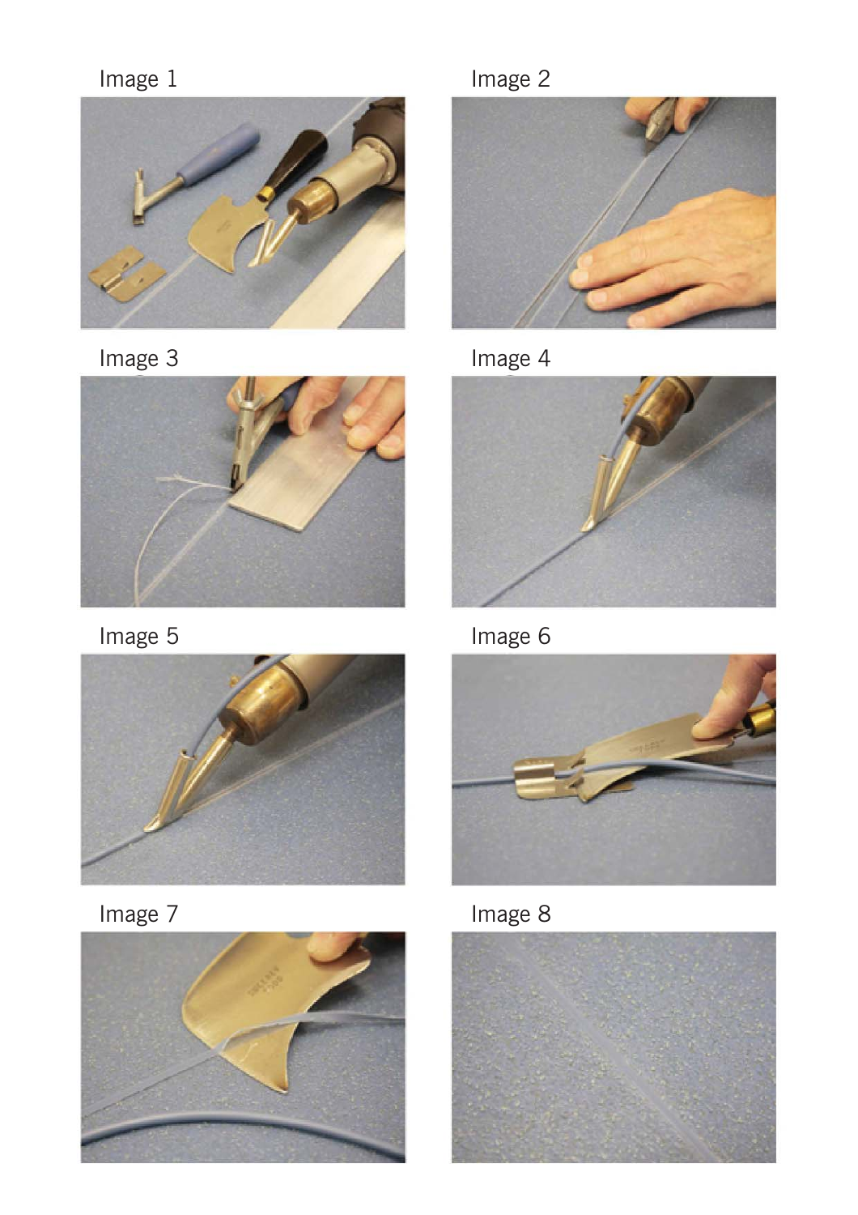Image 1

Image 2

Image 3

Image 4

Image 5

Image 6

Image 7

Image 8